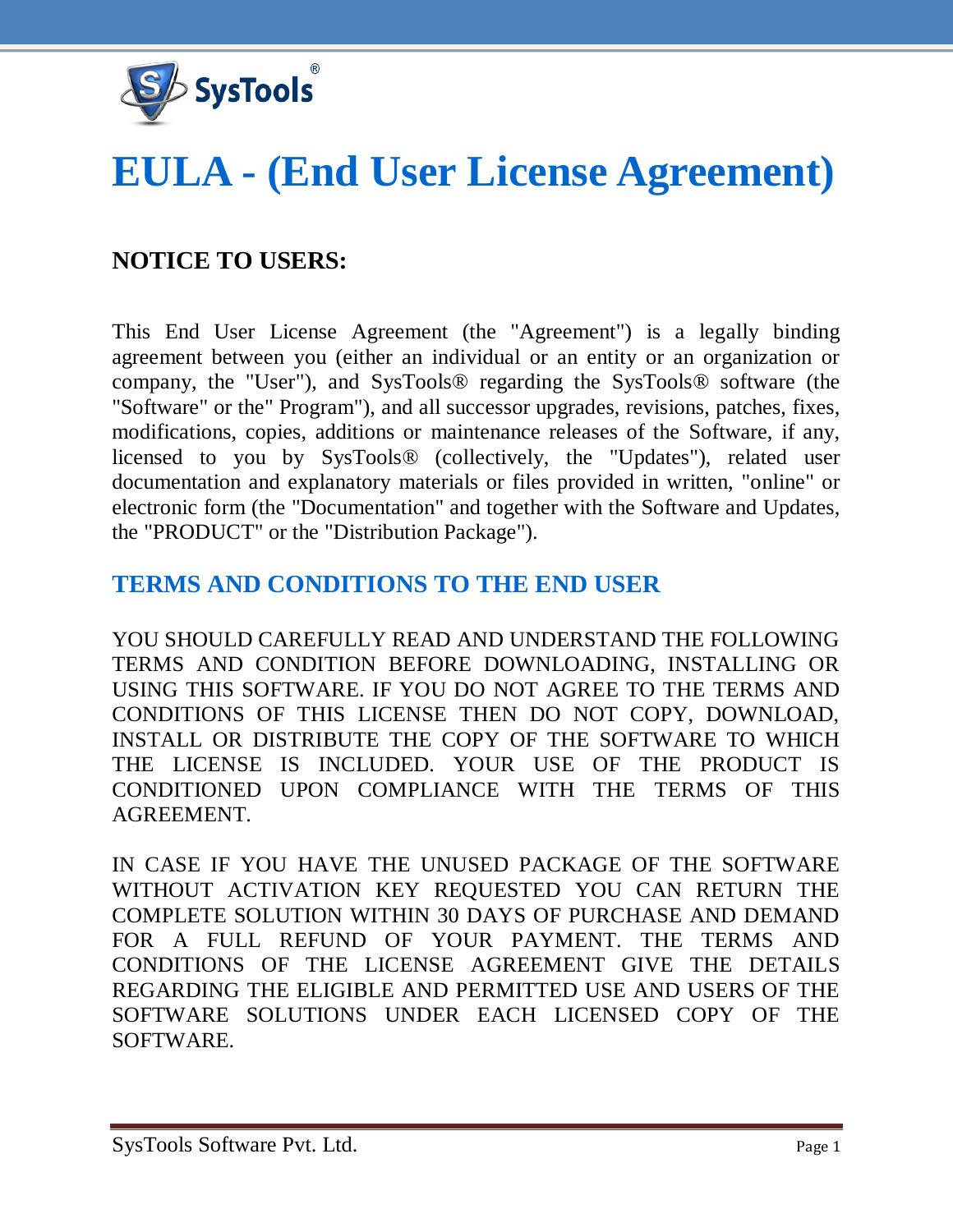# EULA - (End User License Agreement)

**NOTICE TO USERS:**

This End User License Agreement (the "Agreement") is a legally binding agreement between you (either an individual or an entity or an organization or company, the "User"), and SysTools® regarding the SysTools® software (the "Software" or the" Program"), and all successor upgrades, revisions, patches, fixes, modifications, copies, additions or maintenance releases of the Software, if any, licensed to you by SysTools® (collectively, the "Updates"), related user documentation and explanatory materials or files provided in written, "online" or electronic form (the "Documentation" and together with the Software and Updates, the "PRODUCT" or the "Distribution Package").

## TERMS AND CONDITIONS TO THE END USER

YOU SHOULD CAREFULLY READ AND UNDERSTAND THE FOLLOWING TERMS AND CONDITION BEFORE DOWNLOADING, INSTALLING OR USING THIS SOFTWARE. IF YOU DO NOT AGREE TO THE TERMS AND CONDITIONS OF THIS LICENSE THEN DO NOT COPY, DOWNLOAD, INSTALL OR DISTRIBUTE THE COPY OF THE SOFTWARE TO WHICH THE LICENSE IS INCLUDED. YOUR USE OF THE PRODUCT IS CONDITIONED UPON COMPLIANCE WITH THE TERMS OF THIS AGREEMENT.

IN CASE IF YOU HAVE THE UNUSED PACKAGE OF THE SOFTWARE WITHOUT ACTIVATION KEY REQUESTED YOU CAN RETURN THE COMPLETE SOLUTION WITHIN 30 DAYS OF PURCHASE AND DEMAND FOR A FULL REFUND OF YOUR PAYMENT. THE TERMS AND CONDITIONS OF THE LICENSE AGREEMENT GIVE THE DETAILS REGARDING THE ELIGIBLE AND PERMITTED USE AND USERS OF THE SOFTWARE SOLUTIONS UNDER EACH LICENSED COPY OF THE SOFTWARE.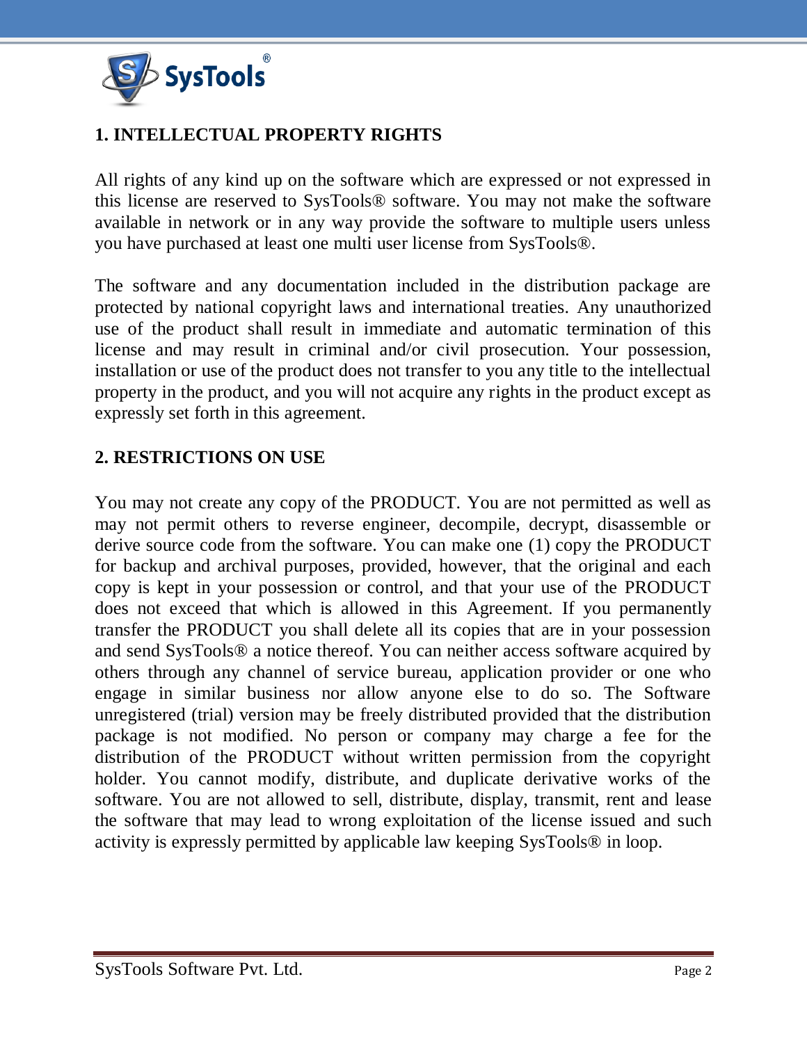## 1. INTELLECTUAL PROPERTY RIGHTS

All rights of any kind up on the software which are expressed or not expressed in this license are reserved to SysTools® software. You may not make the software available in network or in any way provide the software to multiple users unless you have purchased at least one multi user license from SysTools®.

The software and any documentation included in the distribution package are protected by national copyright laws and international treaties. Any unauthorized use of the product shall result in immediate and automatic termination of this license and may result in criminal and/or civil prosecution. Your possession, installation or use of the product does not transfer to you any title to the intellectual property in the product, and you will not acquire any rights in the product except as expressly set forth in this agreement.

## 2. RESTRICTIONS ON USE

You may not create any copy of the PRODUCT. You are not permitted as well as may not permit others to reverse engineer, decompile, decrypt, disassemble or derive source code from the software. You can make one (1) copy the PRODUCT for backup and archival purposes, provided, however, that the original and each copy is kept in your possession or control, and that your use of the PRODUCT does not exceed that which is allowed in this Agreement. If you permanently transfer the PRODUCT you shall delete all its copies that are in your possession and send SysTools® a notice thereof. You can neither access software acquired by others through any channel of service bureau, application provider or one who engage in similar business nor allow anyone else to do so. The Software unregistered (trial) version may be freely distributed provided that the distribution package is not modified. No person or company may charge a fee for the distribution of the PRODUCT without written permission from the copyright holder. You cannot modify, distribute, and duplicate derivative works of the software. You are not allowed to sell, distribute, display, transmit, rent and lease the software that may lead to wrong exploitation of the license issued and such activity is expressly permitted by applicable law keeping SysTools® in loop.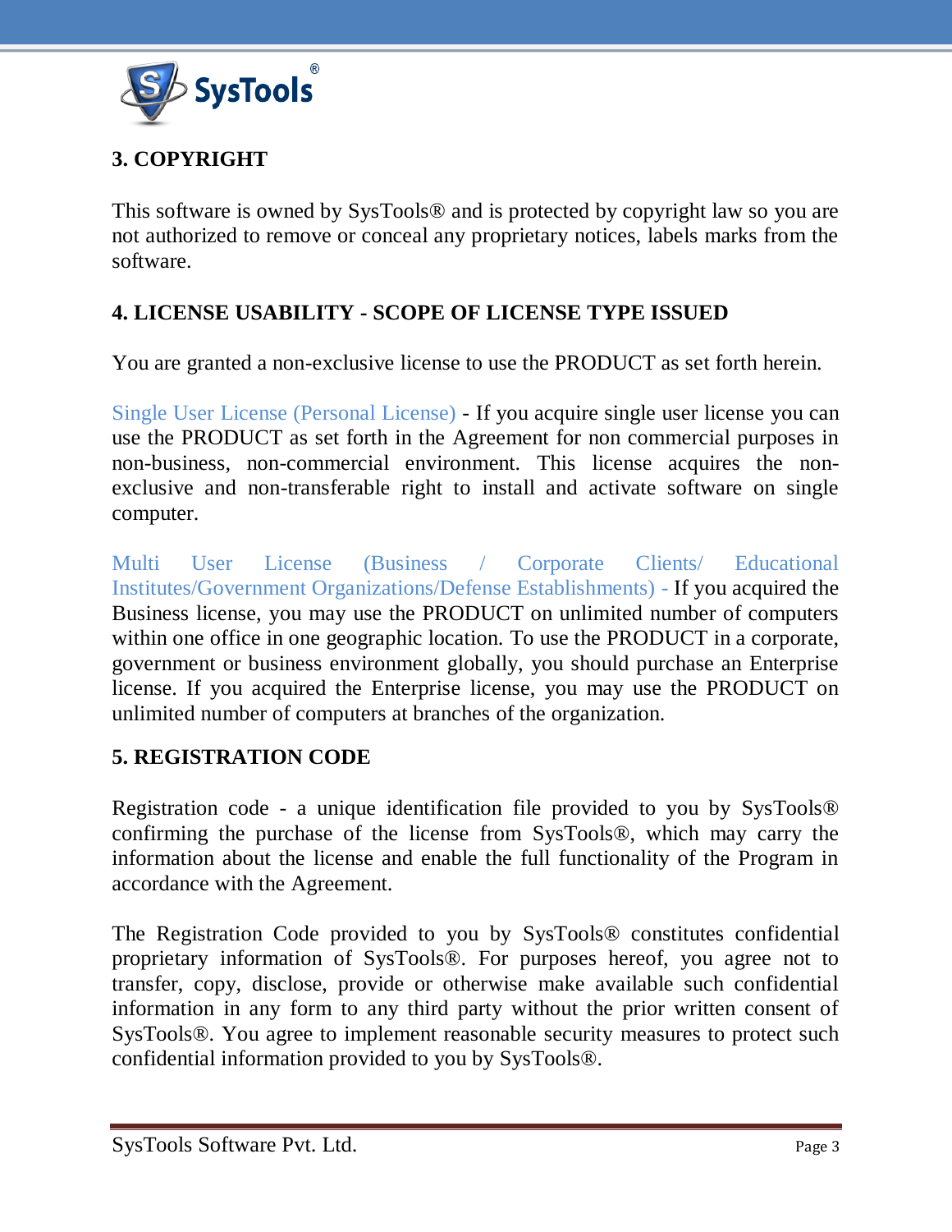## 3. COPYRIGHT

This software is owned by SysTools® and is protected by copyright law so you are not authorized to remove or conceal any proprietary notices, labels marks from the software.

## 4. LICENSE USABILITY - SCOPE OF LICENSE TYPE ISSUED

You are granted a non-exclusive license to use the PRODUCT as set forth herein.

Single User License (Personal License) - If you acquire single user license you can use the PRODUCT as set forth in the Agreement for non commercial purposes in non-business, non-commercial environment. This license acquires the non-exclusive and non-transferable right to install and activate software on single computer.

Multi User License (Business / Corporate Clients/ Educational Institutes/Government Organizations/Defense Establishments) - If you acquired the Business license, you may use the PRODUCT on unlimited number of computers within one office in one geographic location. To use the PRODUCT in a corporate, government or business environment globally, you should purchase an Enterprise license. If you acquired the Enterprise license, you may use the PRODUCT on unlimited number of computers at branches of the organization.

## 5. REGISTRATION CODE

Registration code - a unique identification file provided to you by SysTools® confirming the purchase of the license from SysTools®, which may carry the information about the license and enable the full functionality of the Program in accordance with the Agreement.

The Registration Code provided to you by SysTools® constitutes confidential proprietary information of SysTools®. For purposes hereof, you agree not to transfer, copy, disclose, provide or otherwise make available such confidential information in any form to any third party without the prior written consent of SysTools®. You agree to implement reasonable security measures to protect such confidential information provided to you by SysTools®.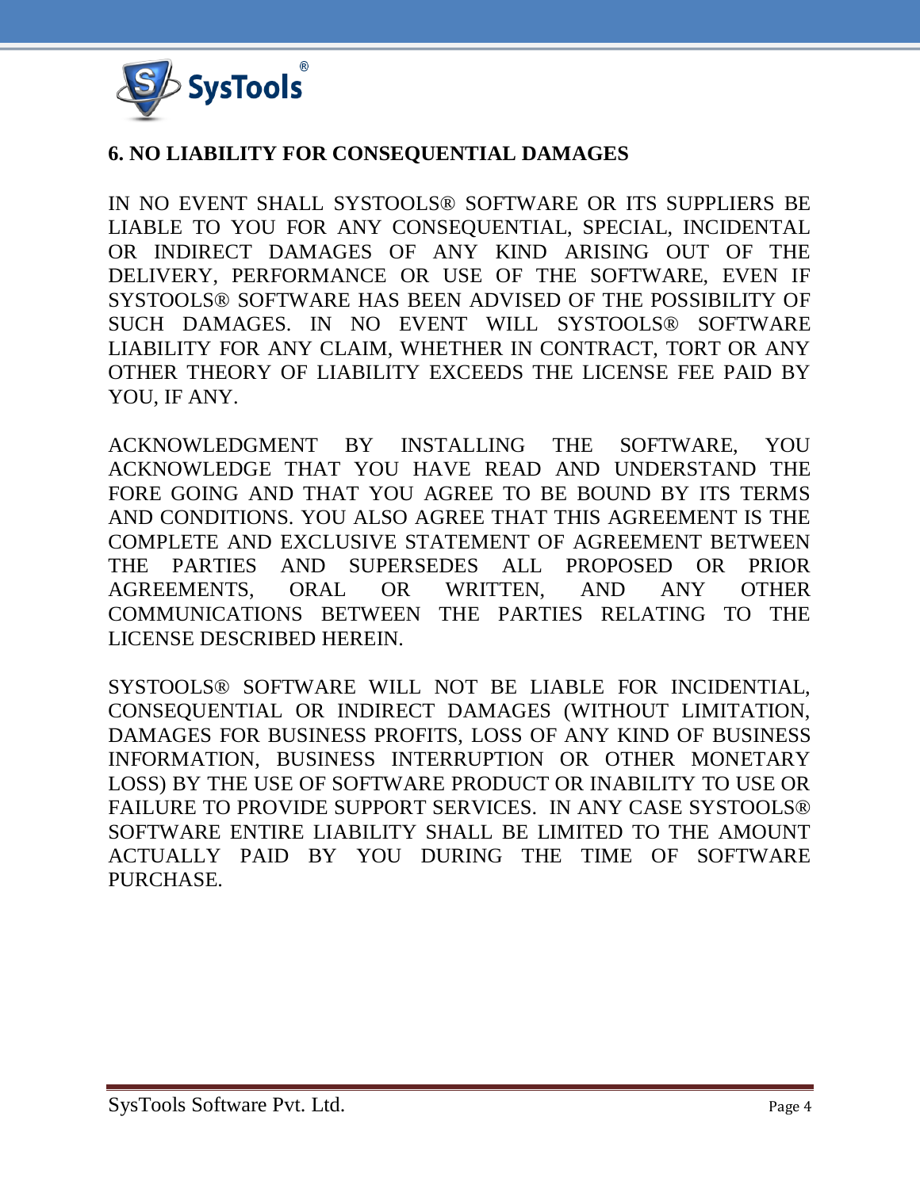## 6. NO LIABILITY FOR CONSEQUENTIAL DAMAGES

IN NO EVENT SHALL SYSTOOLS® SOFTWARE OR ITS SUPPLIERS BE LIABLE TO YOU FOR ANY CONSEQUENTIAL, SPECIAL, INCIDENTAL OR INDIRECT DAMAGES OF ANY KIND ARISING OUT OF THE DELIVERY, PERFORMANCE OR USE OF THE SOFTWARE, EVEN IF SYSTOOLS® SOFTWARE HAS BEEN ADVISED OF THE POSSIBILITY OF SUCH DAMAGES. IN NO EVENT WILL SYSTOOLS® SOFTWARE LIABILITY FOR ANY CLAIM, WHETHER IN CONTRACT, TORT OR ANY OTHER THEORY OF LIABILITY EXCEEDS THE LICENSE FEE PAID BY YOU, IF ANY.

ACKNOWLEDGMENT BY INSTALLING THE SOFTWARE, YOU ACKNOWLEDGE THAT YOU HAVE READ AND UNDERSTAND THE FORE GOING AND THAT YOU AGREE TO BE BOUND BY ITS TERMS AND CONDITIONS. YOU ALSO AGREE THAT THIS AGREEMENT IS THE COMPLETE AND EXCLUSIVE STATEMENT OF AGREEMENT BETWEEN THE PARTIES AND SUPERSEDES ALL PROPOSED OR PRIOR AGREEMENTS, ORAL OR WRITTEN, AND ANY OTHER COMMUNICATIONS BETWEEN THE PARTIES RELATING TO THE LICENSE DESCRIBED HEREIN.

SYSTOOLS® SOFTWARE WILL NOT BE LIABLE FOR INCIDENTIAL, CONSEQUENTIAL OR INDIRECT DAMAGES (WITHOUT LIMITATION, DAMAGES FOR BUSINESS PROFITS, LOSS OF ANY KIND OF BUSINESS INFORMATION, BUSINESS INTERRUPTION OR OTHER MONETARY LOSS) BY THE USE OF SOFTWARE PRODUCT OR INABILITY TO USE OR FAILURE TO PROVIDE SUPPORT SERVICES. IN ANY CASE SYSTOOLS® SOFTWARE ENTIRE LIABILITY SHALL BE LIMITED TO THE AMOUNT ACTUALLY PAID BY YOU DURING THE TIME OF SOFTWARE PURCHASE.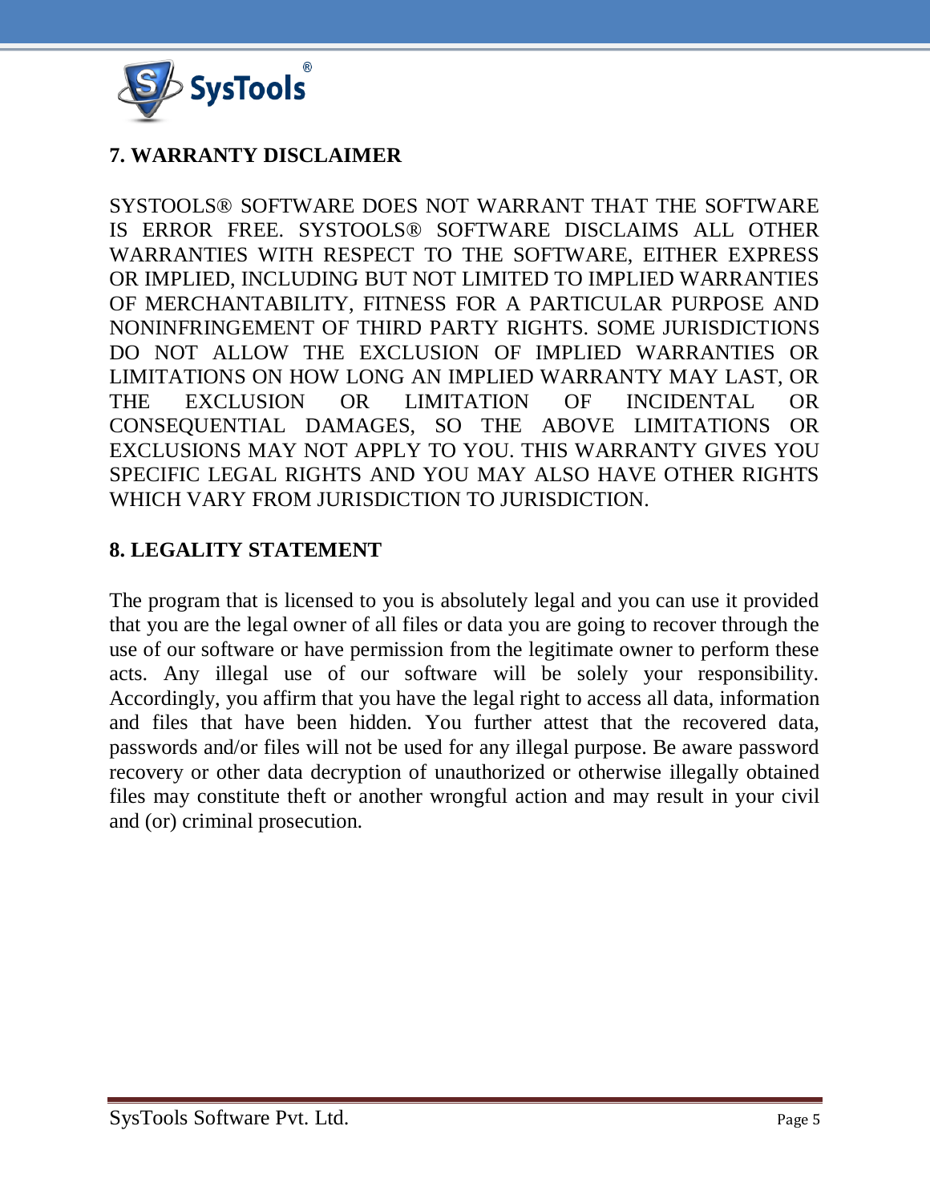## 7. WARRANTY DISCLAIMER

SYSTOOLS® SOFTWARE DOES NOT WARRANT THAT THE SOFTWARE IS ERROR FREE. SYSTOOLS® SOFTWARE DISCLAIMS ALL OTHER WARRANTIES WITH RESPECT TO THE SOFTWARE, EITHER EXPRESS OR IMPLIED, INCLUDING BUT NOT LIMITED TO IMPLIED WARRANTIES OF MERCHANTABILITY, FITNESS FOR A PARTICULAR PURPOSE AND NONINFRINGEMENT OF THIRD PARTY RIGHTS. SOME JURISDICTIONS DO NOT ALLOW THE EXCLUSION OF IMPLIED WARRANTIES OR LIMITATIONS ON HOW LONG AN IMPLIED WARRANTY MAY LAST, OR THE EXCLUSION OR LIMITATION OF INCIDENTAL OR CONSEQUENTIAL DAMAGES, SO THE ABOVE LIMITATIONS OR EXCLUSIONS MAY NOT APPLY TO YOU. THIS WARRANTY GIVES YOU SPECIFIC LEGAL RIGHTS AND YOU MAY ALSO HAVE OTHER RIGHTS WHICH VARY FROM JURISDICTION TO JURISDICTION.

## 8. LEGALITY STATEMENT

The program that is licensed to you is absolutely legal and you can use it provided that you are the legal owner of all files or data you are going to recover through the use of our software or have permission from the legitimate owner to perform these acts. Any illegal use of our software will be solely your responsibility. Accordingly, you affirm that you have the legal right to access all data, information and files that have been hidden. You further attest that the recovered data, passwords and/or files will not be used for any illegal purpose. Be aware password recovery or other data decryption of unauthorized or otherwise illegally obtained files may constitute theft or another wrongful action and may result in your civil and (or) criminal prosecution.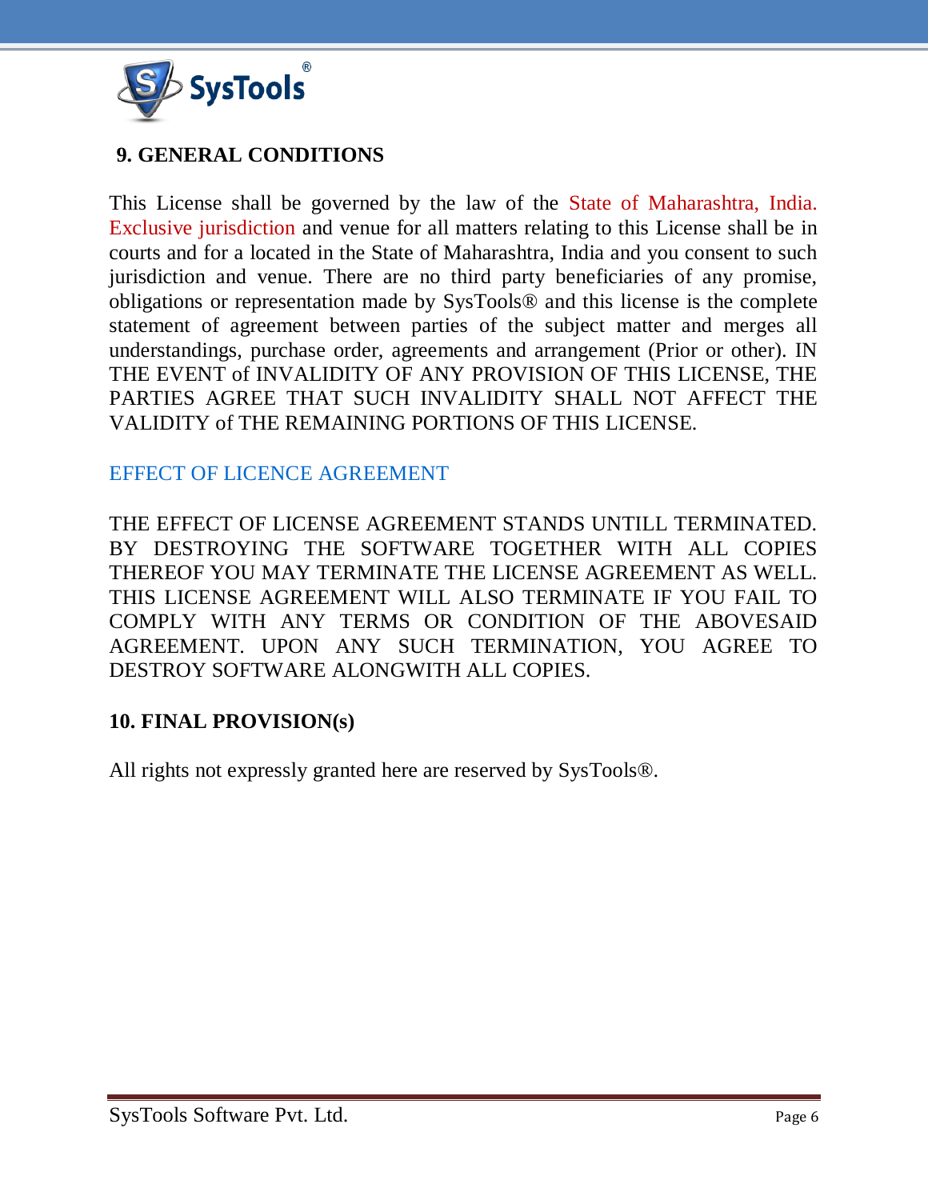## 9. GENERAL CONDITIONS

This License shall be governed by the law of the State of Maharashtra, India. Exclusive jurisdiction and venue for all matters relating to this License shall be in courts and for a located in the State of Maharashtra, India and you consent to such jurisdiction and venue. There are no third party beneficiaries of any promise, obligations or representation made by SysTools® and this license is the complete statement of agreement between parties of the subject matter and merges all understandings, purchase order, agreements and arrangement (Prior or other). IN THE EVENT of INVALIDITY OF ANY PROVISION OF THIS LICENSE, THE PARTIES AGREE THAT SUCH INVALIDITY SHALL NOT AFFECT THE VALIDITY of THE REMAINING PORTIONS OF THIS LICENSE.

### EFFECT OF LICENCE AGREEMENT

THE EFFECT OF LICENSE AGREEMENT STANDS UNTILL TERMINATED. BY DESTROYING THE SOFTWARE TOGETHER WITH ALL COPIES THEREOF YOU MAY TERMINATE THE LICENSE AGREEMENT AS WELL. THIS LICENSE AGREEMENT WILL ALSO TERMINATE IF YOU FAIL TO COMPLY WITH ANY TERMS OR CONDITION OF THE ABOVESAID AGREEMENT. UPON ANY SUCH TERMINATION, YOU AGREE TO DESTROY SOFTWARE ALONGWITH ALL COPIES.

## 10. FINAL PROVISION(s)

All rights not expressly granted here are reserved by SysTools®.